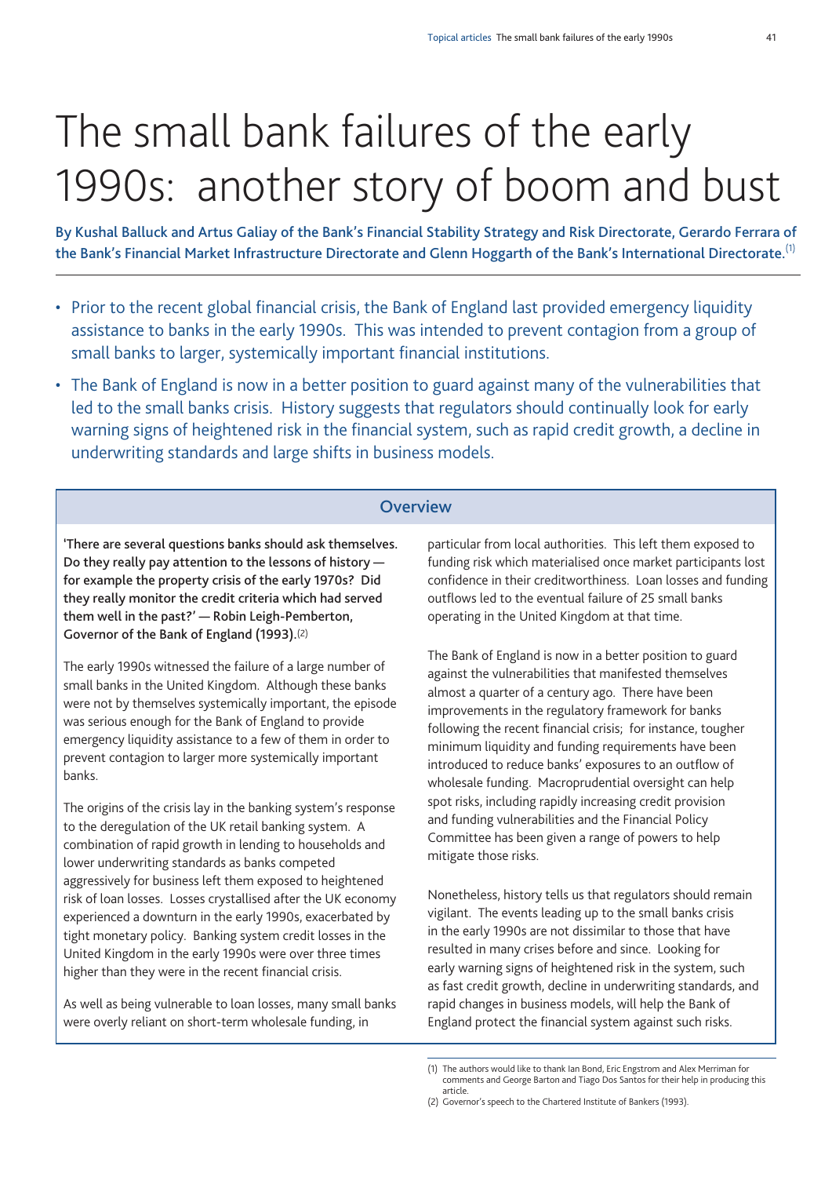# The small bank failures of the early 1990s: another story of boom and bust

**By Kushal Balluck and Artus Galiay of the Bank's Financial Stability Strategy and Risk Directorate, Gerardo Ferrara of the Bank's Financial Market Infrastructure Directorate and Glenn Hoggarth of the Bank's International Directorate.**[1]

- Prior to the recent global financial crisis, the Bank of England last provided emergency liquidity assistance to banks in the early 1990s. This was intended to prevent contagion from a group of small banks to larger, systemically important financial institutions.
- The Bank of England is now in a better position to guard against many of the vulnerabilities that led to the small banks crisis. History suggests that regulators should continually look for early warning signs of heightened risk in the financial system, such as rapid credit growth, a decline in underwriting standards and large shifts in business models.

## Overview

**'There are several questions banks should ask themselves. Do they really pay attention to the lessons of history — for example the property crisis of the early 1970s? Did they really monitor the credit criteria which had served them well in the past?' — Robin Leigh-Pemberton, Governor of the Bank of England (1993).**[2]

The early 1990s witnessed the failure of a large number of small banks in the United Kingdom. Although these banks were not by themselves systemically important, the episode was serious enough for the Bank of England to provide emergency liquidity assistance to a few of them in order to prevent contagion to larger more systemically important banks.

The origins of the crisis lay in the banking system's response to the deregulation of the UK retail banking system. A combination of rapid growth in lending to households and lower underwriting standards as banks competed aggressively for business left them exposed to heightened risk of loan losses. Losses crystallised after the UK economy experienced a downturn in the early 1990s, exacerbated by tight monetary policy. Banking system credit losses in the United Kingdom in the early 1990s were over three times higher than they were in the recent financial crisis.

As well as being vulnerable to loan losses, many small banks were overly reliant on short-term wholesale funding, in particular from local authorities. This left them exposed to funding risk which materialised once market participants lost confidence in their creditworthiness. Loan losses and funding outflows led to the eventual failure of 25 small banks operating in the United Kingdom at that time.

The Bank of England is now in a better position to guard against the vulnerabilities that manifested themselves almost a quarter of a century ago. There have been improvements in the regulatory framework for banks following the recent financial crisis; for instance, tougher minimum liquidity and funding requirements have been introduced to reduce banks' exposures to an outflow of wholesale funding. Macroprudential oversight can help spot risks, including rapidly increasing credit provision and funding vulnerabilities and the Financial Policy Committee has been given a range of powers to help mitigate those risks.

Nonetheless, history tells us that regulators should remain vigilant. The events leading up to the small banks crisis in the early 1990s are not dissimilar to those that have resulted in many crises before and since. Looking for early warning signs of heightened risk in the system, such as fast credit growth, decline in underwriting standards, and rapid changes in business models, will help the Bank of England protect the financial system against such risks.

(1) The authors would like to thank Ian Bond, Eric Engstrom and Alex Merriman for comments and George Barton and Tiago Dos Santos for their help in producing this article.

(2) Governor's speech to the Chartered Institute of Bankers (1993).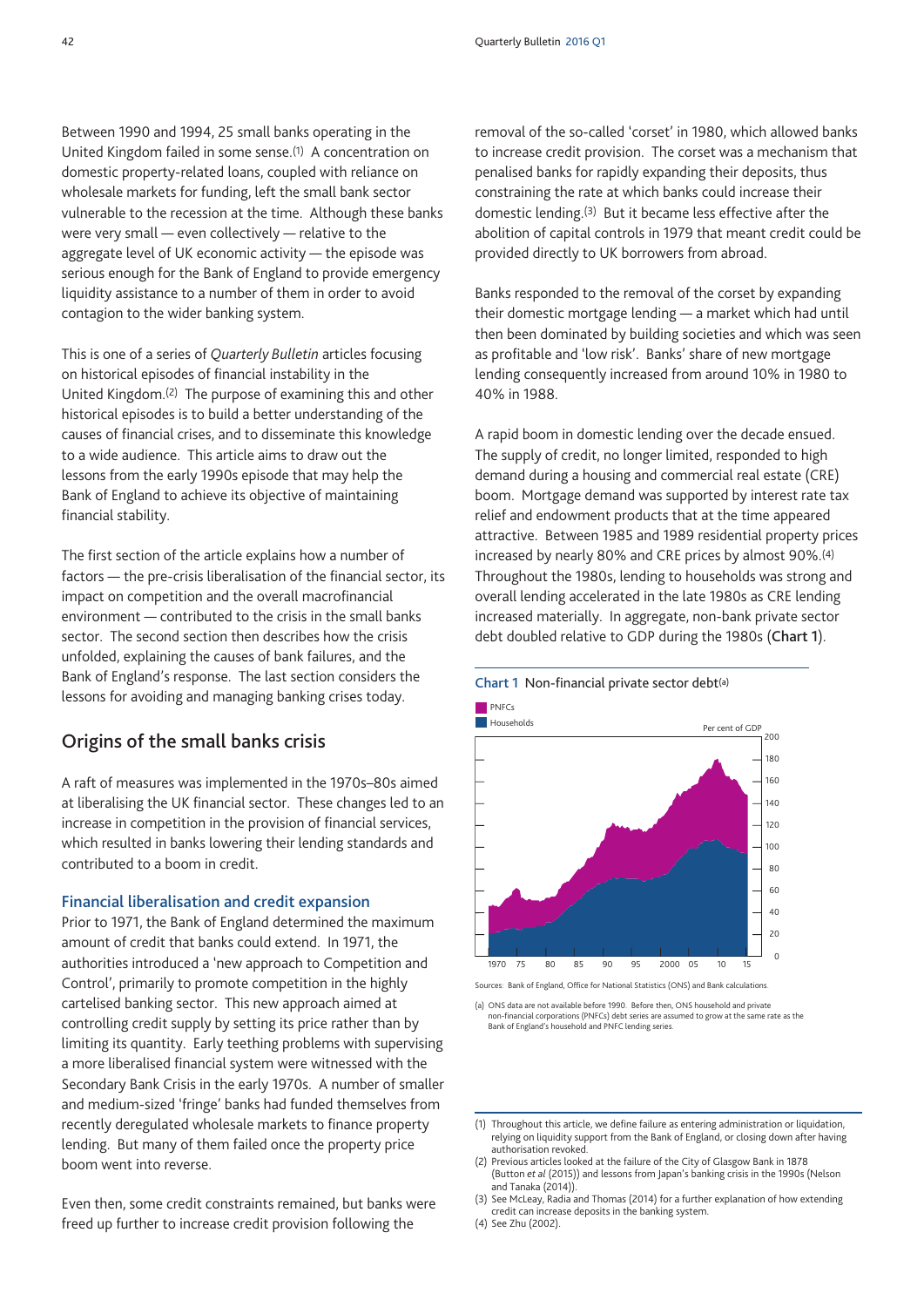Between 1990 and 1994, 25 small banks operating in the United Kingdom failed in some sense.[1] A concentration on domestic property-related loans, coupled with reliance on wholesale markets for funding, left the small bank sector vulnerable to the recession at the time. Although these banks were very small — even collectively — relative to the aggregate level of UK economic activity — the episode was serious enough for the Bank of England to provide emergency liquidity assistance to a number of them in order to avoid contagion to the wider banking system.

This is one of a series of *Quarterly Bulletin* articles focusing on historical episodes of financial instability in the United Kingdom.[2] The purpose of examining this and other historical episodes is to build a better understanding of the causes of financial crises, and to disseminate this knowledge to a wide audience. This article aims to draw out the lessons from the early 1990s episode that may help the Bank of England to achieve its objective of maintaining financial stability.

The first section of the article explains how a number of factors — the pre-crisis liberalisation of the financial sector, its impact on competition and the overall macrofinancial environment — contributed to the crisis in the small banks sector. The second section then describes how the crisis unfolded, explaining the causes of bank failures, and the Bank of England's response. The last section considers the lessons for avoiding and managing banking crises today.

## Origins of the small banks crisis

A raft of measures was implemented in the 1970s–80s aimed at liberalising the UK financial sector. These changes led to an increase in competition in the provision of financial services, which resulted in banks lowering their lending standards and contributed to a boom in credit.

### Financial liberalisation and credit expansion

Prior to 1971, the Bank of England determined the maximum amount of credit that banks could extend. In 1971, the authorities introduced a 'new approach to Competition and Control', primarily to promote competition in the highly cartelised banking sector. This new approach aimed at controlling credit supply by setting its price rather than by limiting its quantity. Early teething problems with supervising a more liberalised financial system were witnessed with the Secondary Bank Crisis in the early 1970s. A number of smaller and medium-sized 'fringe' banks had funded themselves from recently deregulated wholesale markets to finance property lending. But many of them failed once the property price boom went into reverse.

Even then, some credit constraints remained, but banks were freed up further to increase credit provision following the removal of the so-called 'corset' in 1980, which allowed banks to increase credit provision. The corset was a mechanism that penalised banks for rapidly expanding their deposits, thus constraining the rate at which banks could increase their domestic lending.[3] But it became less effective after the abolition of capital controls in 1979 that meant credit could be provided directly to UK borrowers from abroad.

Banks responded to the removal of the corset by expanding their domestic mortgage lending — a market which had until then been dominated by building societies and which was seen as profitable and 'low risk'. Banks' share of new mortgage lending consequently increased from around 10% in 1980 to 40% in 1988.

A rapid boom in domestic lending over the decade ensued. The supply of credit, no longer limited, responded to high demand during a housing and commercial real estate (CRE) boom. Mortgage demand was supported by interest rate tax relief and endowment products that at the time appeared attractive. Between 1985 and 1989 residential property prices increased by nearly 80% and CRE prices by almost 90%.[4] Throughout the 1980s, lending to households was strong and overall lending accelerated in the late 1980s as CRE lending increased materially. In aggregate, non-bank private sector debt doubled relative to GDP during the 1980s (**Chart 1**).

**Chart 1** Non-financial private sector debt[(a)]

Sources: Bank of England, Office for National Statistics (ONS) and Bank calculations.

(a) ONS data are not available before 1990. Before then, ONS household and private non-financial corporations (PNFCs) debt series are assumed to grow at the same rate as the Bank of England's household and PNFC lending series.

(1) Throughout this article, we define failure as entering administration or liquidation, relying on liquidity support from the Bank of England, or closing down after having authorisation revoked.
(2) Previous articles looked at the failure of the City of Glasgow Bank in 1878 (Button *et al* (2015)) and lessons from Japan's banking crisis in the 1990s (Nelson and Tanaka (2014)).
(3) See McLeay, Radia and Thomas (2014) for a further explanation of how extending credit can increase deposits in the banking system.
(4) See Zhu (2002).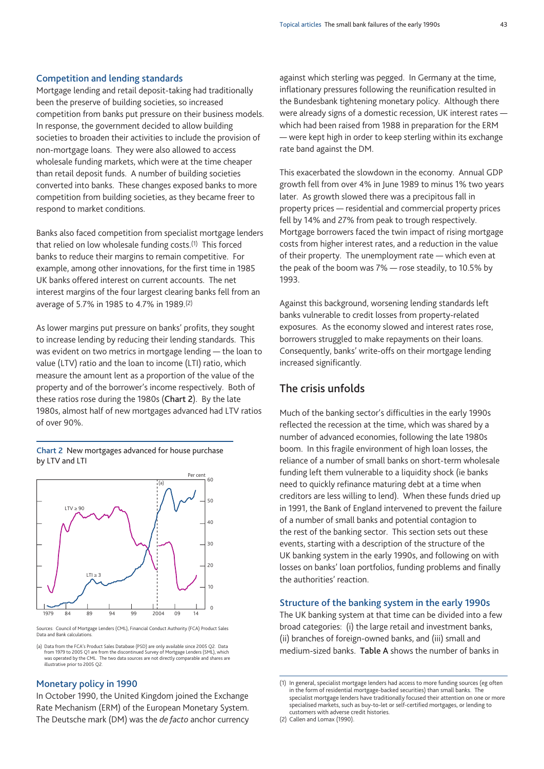### Competition and lending standards

Mortgage lending and retail deposit-taking had traditionally been the preserve of building societies, so increased competition from banks put pressure on their business models. In response, the government decided to allow building societies to broaden their activities to include the provision of non-mortgage loans. They were also allowed to access wholesale funding markets, which were at the time cheaper than retail deposit funds. A number of building societies converted into banks. These changes exposed banks to more competition from building societies, as they became freer to respond to market conditions.

Banks also faced competition from specialist mortgage lenders that relied on low wholesale funding costs.[1] This forced banks to reduce their margins to remain competitive. For example, among other innovations, for the first time in 1985 UK banks offered interest on current accounts. The net interest margins of the four largest clearing banks fell from an average of 5.7% in 1985 to 4.7% in 1989.[2]

As lower margins put pressure on banks' profits, they sought to increase lending by reducing their lending standards. This was evident on two metrics in mortgage lending — the loan to value (LTV) ratio and the loan to income (LTI) ratio, which measure the amount lent as a proportion of the value of the property and of the borrower's income respectively. Both of these ratios rose during the 1980s (**Chart 2**). By the late 1980s, almost half of new mortgages advanced had LTV ratios of over 90%.

Chart 2 New mortgages advanced for house purchase by LTV and LTI

Sources: Council of Mortgage Lenders (CML), Financial Conduct Authority (FCA) Product Sales Data and Bank calculations.

(a) Data from the FCA's Product Sales Database (PSD) are only available since 2005 Q2. Data from 1979 to 2005 Q1 are from the discontinued Survey of Mortgage Lenders (SML), which was operated by the CML. The two data sources are not directly comparable and shares are illustrative prior to 2005 Q2.

### Monetary policy in 1990

In October 1990, the United Kingdom joined the Exchange Rate Mechanism (ERM) of the European Monetary System. The Deutsche mark (DM) was the *de facto* anchor currency against which sterling was pegged. In Germany at the time, inflationary pressures following the reunification resulted in the Bundesbank tightening monetary policy. Although there were already signs of a domestic recession, UK interest rates — which had been raised from 1988 in preparation for the ERM — were kept high in order to keep sterling within its exchange rate band against the DM.

This exacerbated the slowdown in the economy. Annual GDP growth fell from over 4% in June 1989 to minus 1% two years later. As growth slowed there was a precipitous fall in property prices — residential and commercial property prices fell by 14% and 27% from peak to trough respectively. Mortgage borrowers faced the twin impact of rising mortgage costs from higher interest rates, and a reduction in the value of their property. The unemployment rate — which even at the peak of the boom was 7% — rose steadily, to 10.5% by 1993.

Against this background, worsening lending standards left banks vulnerable to credit losses from property-related exposures. As the economy slowed and interest rates rose, borrowers struggled to make repayments on their loans. Consequently, banks' write-offs on their mortgage lending increased significantly.

## The crisis unfolds

Much of the banking sector's difficulties in the early 1990s reflected the recession at the time, which was shared by a number of advanced economies, following the late 1980s boom. In this fragile environment of high loan losses, the reliance of a number of small banks on short-term wholesale funding left them vulnerable to a liquidity shock (ie banks need to quickly refinance maturing debt at a time when creditors are less willing to lend). When these funds dried up in 1991, the Bank of England intervened to prevent the failure of a number of small banks and potential contagion to the rest of the banking sector. This section sets out these events, starting with a description of the structure of the UK banking system in the early 1990s, and following on with losses on banks' loan portfolios, funding problems and finally the authorities' reaction.

### Structure of the banking system in the early 1990s

The UK banking system at that time can be divided into a few broad categories: (i) the large retail and investment banks, (ii) branches of foreign-owned banks, and (iii) small and medium-sized banks. **Table A** shows the number of banks in

(1) In general, specialist mortgage lenders had access to more funding sources (eg often in the form of residential mortgage-backed securities) than small banks. The specialist mortgage lenders have traditionally focused their attention on one or more specialised markets, such as buy-to-let or self-certified mortgages, or lending to customers with adverse credit histories.

(2) Callen and Lomax (1990).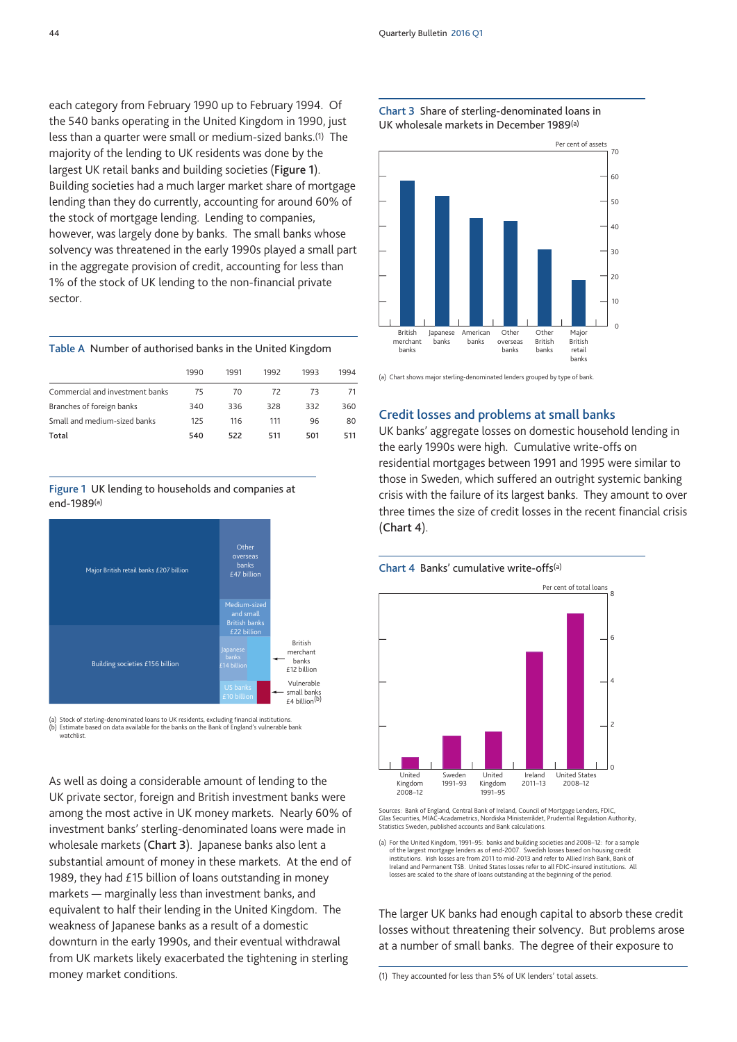each category from February 1990 up to February 1994. Of the 540 banks operating in the United Kingdom in 1990, just less than a quarter were small or medium-sized banks.(1) The majority of the lending to UK residents was done by the largest UK retail banks and building societies (**Figure 1**). Building societies had a much larger market share of mortgage lending than they do currently, accounting for around 60% of the stock of mortgage lending. Lending to companies, however, was largely done by banks. The small banks whose solvency was threatened in the early 1990s played a small part in the aggregate provision of credit, accounting for less than 1% of the stock of UK lending to the non-financial private sector.

**Table A** Number of authorised banks in the United Kingdom

| | 1990 | 1991 | 1992 | 1993 | 1994 |
|---|---|---|---|---|---|
| Commercial and investment banks | 75 | 70 | 72 | 73 | 71 |
| Branches of foreign banks | 340 | 336 | 328 | 332 | 360 |
| Small and medium-sized banks | 125 | 116 | 111 | 96 | 80 |
| **Total** | **540** | **522** | **511** | **501** | **511** |

**Figure 1** UK lending to households and companies at end-1989(a)

Major British retail banks £207 billion; Building societies £156 billion; Other overseas banks £47 billion; Medium-sized and small British banks £22 billion; Japanese banks £14 billion; British merchant banks £12 billion; US banks £10 billion; Vulnerable small banks £4 billion(b)

(a) Stock of sterling-denominated loans to UK residents, excluding financial institutions.
(b) Estimate based on data available for the banks on the Bank of England's vulnerable bank watchlist.

As well as doing a considerable amount of lending to the UK private sector, foreign and British investment banks were among the most active in UK money markets. Nearly 60% of investment banks' sterling-denominated loans were made in wholesale markets (**Chart 3**). Japanese banks also lent a substantial amount of money in these markets. At the end of 1989, they had £15 billion of loans outstanding in money markets — marginally less than investment banks, and equivalent to half their lending in the United Kingdom. The weakness of Japanese banks as a result of a domestic downturn in the early 1990s, and their eventual withdrawal from UK markets likely exacerbated the tightening in sterling money market conditions.

**Chart 3** Share of sterling-denominated loans in UK wholesale markets in December 1989(a)

Per cent of assets

British merchant banks; Japanese banks; American banks; Other overseas banks; Other British banks; Major British retail banks

(a) Chart shows major sterling-denominated lenders grouped by type of bank.

## Credit losses and problems at small banks

UK banks' aggregate losses on domestic household lending in the early 1990s were high. Cumulative write-offs on residential mortgages between 1991 and 1995 were similar to those in Sweden, which suffered an outright systemic banking crisis with the failure of its largest banks. They amount to over three times the size of credit losses in the recent financial crisis (**Chart 4**).

**Chart 4** Banks' cumulative write-offs(a)

Per cent of total loans

United Kingdom 2008–12; Sweden 1991–93; United Kingdom 1991–95; Ireland 2011–13; United States 2008–12

Sources: Bank of England, Central Bank of Ireland, Council of Mortgage Lenders, FDIC, Glas Securities, MIAC-Acadametrics, Nordiska Ministerrådet, Prudential Regulation Authority, Statistics Sweden, published accounts and Bank calculations.

(a) For the United Kingdom, 1991–95: banks and building societies and 2008–12: for a sample of the largest mortgage lenders as of end-2007. Swedish losses based on housing credit institutions. Irish losses are from 2011 to mid-2013 and refer to Allied Irish Bank, Bank of Ireland and Permanent TSB. United States losses refer to all FDIC-insured institutions. All losses are scaled to the share of loans outstanding at the beginning of the period.

The larger UK banks had enough capital to absorb these credit losses without threatening their solvency. But problems arose at a number of small banks. The degree of their exposure to

(1) They accounted for less than 5% of UK lenders' total assets.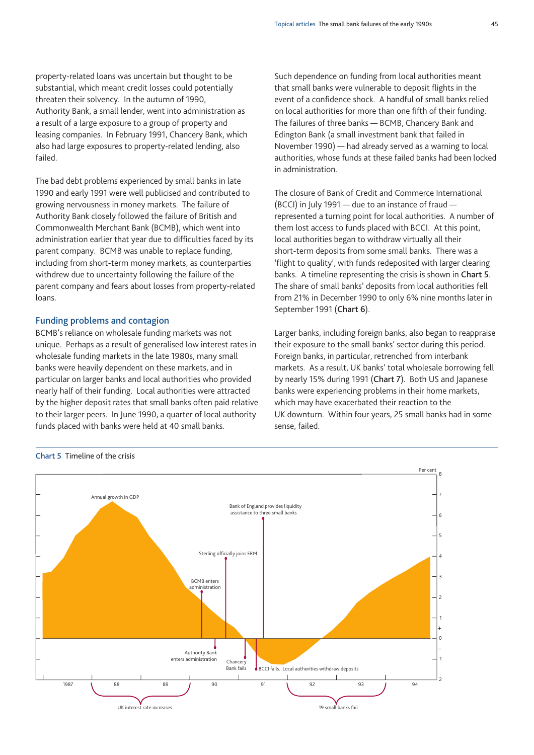property-related loans was uncertain but thought to be substantial, which meant credit losses could potentially threaten their solvency. In the autumn of 1990, Authority Bank, a small lender, went into administration as a result of a large exposure to a group of property and leasing companies. In February 1991, Chancery Bank, which also had large exposures to property-related lending, also failed.

The bad debt problems experienced by small banks in late 1990 and early 1991 were well publicised and contributed to growing nervousness in money markets. The failure of Authority Bank closely followed the failure of British and Commonwealth Merchant Bank (BCMB), which went into administration earlier that year due to difficulties faced by its parent company. BCMB was unable to replace funding, including from short-term money markets, as counterparties withdrew due to uncertainty following the failure of the parent company and fears about losses from property-related loans.

## Funding problems and contagion

BCMB's reliance on wholesale funding markets was not unique. Perhaps as a result of generalised low interest rates in wholesale funding markets in the late 1980s, many small banks were heavily dependent on these markets, and in particular on larger banks and local authorities who provided nearly half of their funding. Local authorities were attracted by the higher deposit rates that small banks often paid relative to their larger peers. In June 1990, a quarter of local authority funds placed with banks were held at 40 small banks.

Such dependence on funding from local authorities meant that small banks were vulnerable to deposit flights in the event of a confidence shock. A handful of small banks relied on local authorities for more than one fifth of their funding. The failures of three banks — BCMB, Chancery Bank and Edington Bank (a small investment bank that failed in November 1990) — had already served as a warning to local authorities, whose funds at these failed banks had been locked in administration.

The closure of Bank of Credit and Commerce International (BCCI) in July 1991 — due to an instance of fraud — represented a turning point for local authorities. A number of them lost access to funds placed with BCCI. At this point, local authorities began to withdraw virtually all their short-term deposits from some small banks. There was a 'flight to quality', with funds redeposited with larger clearing banks. A timeline representing the crisis is shown in **Chart 5**. The share of small banks' deposits from local authorities fell from 21% in December 1990 to only 6% nine months later in September 1991 (**Chart 6**).

Larger banks, including foreign banks, also began to reappraise their exposure to the small banks' sector during this period. Foreign banks, in particular, retrenched from interbank markets. As a result, UK banks' total wholesale borrowing fell by nearly 15% during 1991 (**Chart 7**). Both US and Japanese banks were experiencing problems in their home markets, which may have exacerbated their reaction to the UK downturn. Within four years, 25 small banks had in some sense, failed.

**Chart 5** Timeline of the crisis

Per cent

Annual growth in GDP

Bank of England provides liquidity assistance to three small banks

Sterling officially joins ERM

BCMB enters administration

Authority Bank enters administration

Chancery Bank fails

BCCI fails. Local authorities withdraw deposits

1987, 88, 89, 90, 91, 92, 93, 94

UK interest rate increases

19 small banks fail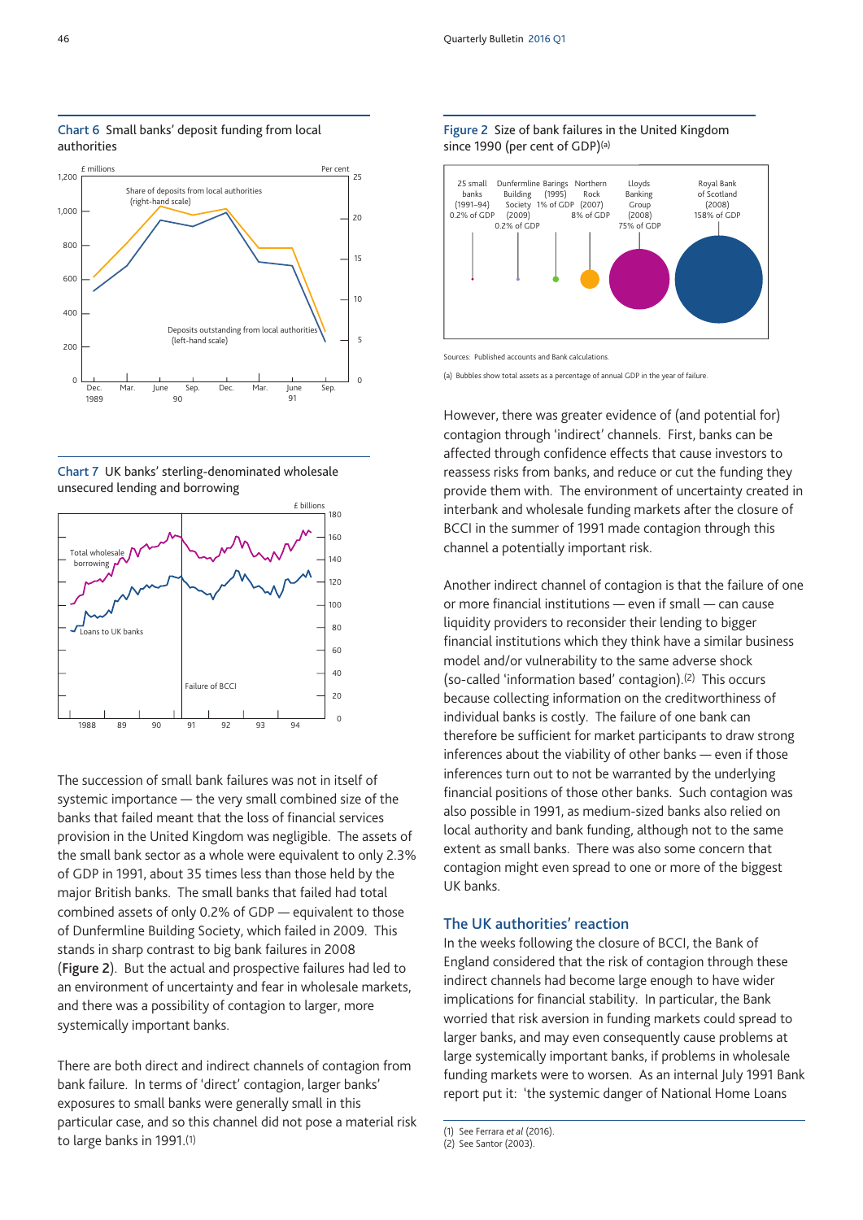**Chart 6** Small banks' deposit funding from local authorities

**Chart 7** UK banks' sterling-denominated wholesale unsecured lending and borrowing

The succession of small bank failures was not in itself of systemic importance — the very small combined size of the banks that failed meant that the loss of financial services provision in the United Kingdom was negligible. The assets of the small bank sector as a whole were equivalent to only 2.3% of GDP in 1991, about 35 times less than those held by the major British banks. The small banks that failed had total combined assets of only 0.2% of GDP — equivalent to those of Dunfermline Building Society, which failed in 2009. This stands in sharp contrast to big bank failures in 2008 (**Figure 2**). But the actual and prospective failures had led to an environment of uncertainty and fear in wholesale markets, and there was a possibility of contagion to larger, more systemically important banks.

There are both direct and indirect channels of contagion from bank failure. In terms of 'direct' contagion, larger banks' exposures to small banks were generally small in this particular case, and so this channel did not pose a material risk to large banks in 1991.[1]

**Figure 2** Size of bank failures in the United Kingdom since 1990 (per cent of GDP)[a]

Sources: Published accounts and Bank calculations.

(a) Bubbles show total assets as a percentage of annual GDP in the year of failure.

However, there was greater evidence of (and potential for) contagion through 'indirect' channels. First, banks can be affected through confidence effects that cause investors to reassess risks from banks, and reduce or cut the funding they provide them with. The environment of uncertainty created in interbank and wholesale funding markets after the closure of BCCI in the summer of 1991 made contagion through this channel a potentially important risk.

Another indirect channel of contagion is that the failure of one or more financial institutions — even if small — can cause liquidity providers to reconsider their lending to bigger financial institutions which they think have a similar business model and/or vulnerability to the same adverse shock (so-called 'information based' contagion).[2] This occurs because collecting information on the creditworthiness of individual banks is costly. The failure of one bank can therefore be sufficient for market participants to draw strong inferences about the viability of other banks — even if those inferences turn out to not be warranted by the underlying financial positions of those other banks. Such contagion was also possible in 1991, as medium-sized banks also relied on local authority and bank funding, although not to the same extent as small banks. There was also some concern that contagion might even spread to one or more of the biggest UK banks.

## The UK authorities' reaction

In the weeks following the closure of BCCI, the Bank of England considered that the risk of contagion through these indirect channels had become large enough to have wider implications for financial stability. In particular, the Bank worried that risk aversion in funding markets could spread to larger banks, and may even consequently cause problems at large systemically important banks, if problems in wholesale funding markets were to worsen. As an internal July 1991 Bank report put it: 'the systemic danger of National Home Loans

(1) See Ferrara *et al* (2016).
(2) See Santor (2003).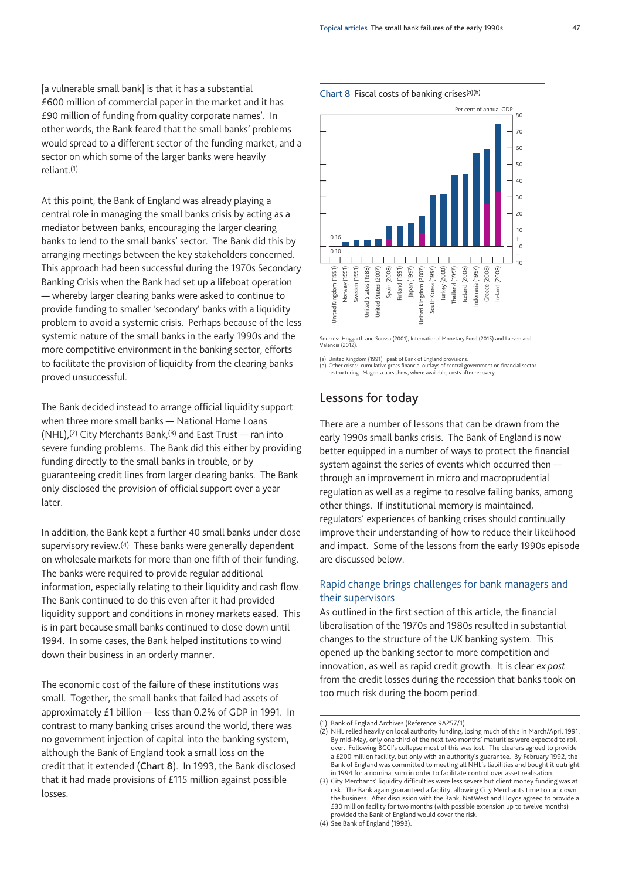[a vulnerable small bank] is that it has a substantial £600 million of commercial paper in the market and it has £90 million of funding from quality corporate names'. In other words, the Bank feared that the small banks' problems would spread to a different sector of the funding market, and a sector on which some of the larger banks were heavily reliant.[1]

At this point, the Bank of England was already playing a central role in managing the small banks crisis by acting as a mediator between banks, encouraging the larger clearing banks to lend to the small banks' sector. The Bank did this by arranging meetings between the key stakeholders concerned. This approach had been successful during the 1970s Secondary Banking Crisis when the Bank had set up a lifeboat operation — whereby larger clearing banks were asked to continue to provide funding to smaller 'secondary' banks with a liquidity problem to avoid a systemic crisis. Perhaps because of the less systemic nature of the small banks in the early 1990s and the more competitive environment in the banking sector, efforts to facilitate the provision of liquidity from the clearing banks proved unsuccessful.

The Bank decided instead to arrange official liquidity support when three more small banks — National Home Loans (NHL),[2] City Merchants Bank,[3] and East Trust — ran into severe funding problems. The Bank did this either by providing funding directly to the small banks in trouble, or by guaranteeing credit lines from larger clearing banks. The Bank only disclosed the provision of official support over a year later.

In addition, the Bank kept a further 40 small banks under close supervisory review.[4] These banks were generally dependent on wholesale markets for more than one fifth of their funding. The banks were required to provide regular additional information, especially relating to their liquidity and cash flow. The Bank continued to do this even after it had provided liquidity support and conditions in money markets eased. This is in part because small banks continued to close down until 1994. In some cases, the Bank helped institutions to wind down their business in an orderly manner.

The economic cost of the failure of these institutions was small. Together, the small banks that failed had assets of approximately £1 billion — less than 0.2% of GDP in 1991. In contrast to many banking crises around the world, there was no government injection of capital into the banking system, although the Bank of England took a small loss on the credit that it extended (**Chart 8**). In 1993, the Bank disclosed that it had made provisions of £115 million against possible losses.

**Chart 8** Fiscal costs of banking crises[(a)(b)]

Per cent of annual GDP

Bars (left to right): United Kingdom (1991) 0.10/0.16, Norway (1991), Sweden (1991), United States (1988), United States (2007), Spain (2008), Finland (1991), Japan (1997), United Kingdom (2007), South Korea (1997), Turkey (2000), Thailand (1997), Iceland (2008), Indonesia (1997), Greece (2008), Ireland (2008)

Sources: Hoggarth and Soussa (2001), International Monetary Fund (2015) and Laeven and Valencia (2012).

(a) United Kingdom (1991): peak of Bank of England provisions.
(b) Other crises: cumulative gross financial outlays of central government on financial sector restructuring. Magenta bars show, where available, costs after recovery.

## Lessons for today

There are a number of lessons that can be drawn from the early 1990s small banks crisis. The Bank of England is now better equipped in a number of ways to protect the financial system against the series of events which occurred then — through an improvement in micro and macroprudential regulation as well as a regime to resolve failing banks, among other things. If institutional memory is maintained, regulators' experiences of banking crises should continually improve their understanding of how to reduce their likelihood and impact. Some of the lessons from the early 1990s episode are discussed below.

### Rapid change brings challenges for bank managers and their supervisors

As outlined in the first section of this article, the financial liberalisation of the 1970s and 1980s resulted in substantial changes to the structure of the UK banking system. This opened up the banking sector to more competition and innovation, as well as rapid credit growth. It is clear *ex post* from the credit losses during the recession that banks took on too much risk during the boom period.

(1) Bank of England Archives (Reference 9A257/1).

(2) NHL relied heavily on local authority funding, losing much of this in March/April 1991. By mid-May, only one third of the next two months' maturities were expected to roll over. Following BCCI's collapse most of this was lost. The clearers agreed to provide a £200 million facility, but only with an authority's guarantee. By February 1992, the Bank of England was committed to meeting all NHL's liabilities and bought it outright in 1994 for a nominal sum in order to facilitate control over asset realisation.

(3) City Merchants' liquidity difficulties were less severe but client money funding was at risk. The Bank again guaranteed a facility, allowing City Merchants time to run down the business. After discussion with the Bank, NatWest and Lloyds agreed to provide a £30 million facility for two months (with possible extension up to twelve months) provided the Bank of England would cover the risk.

(4) See Bank of England (1993).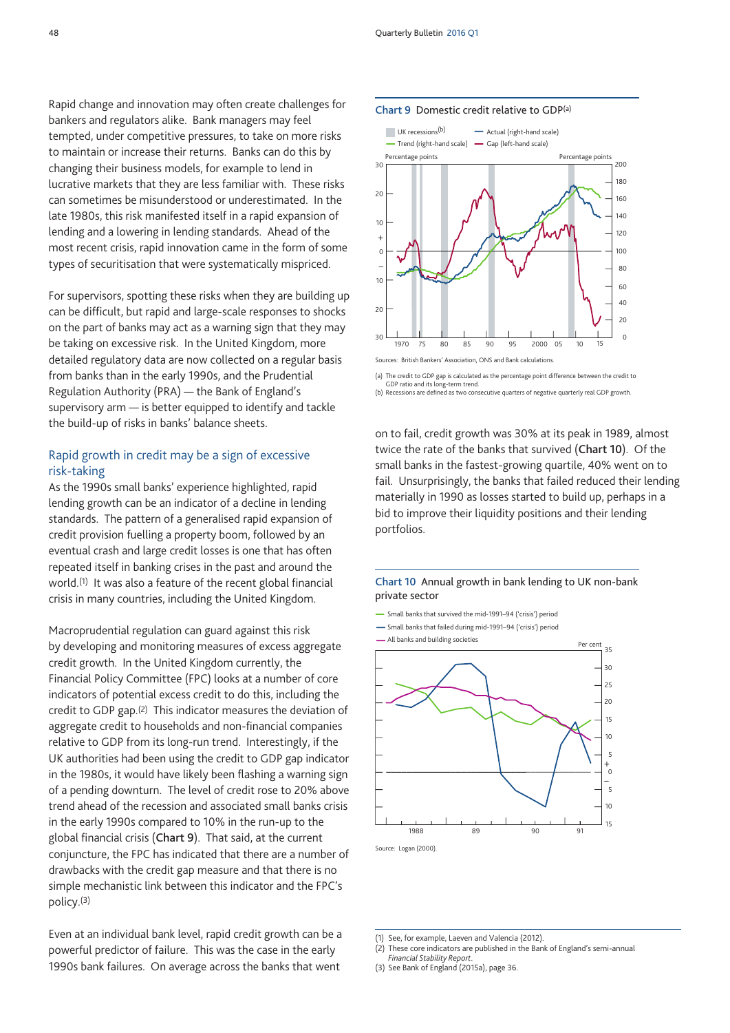Rapid change and innovation may often create challenges for bankers and regulators alike. Bank managers may feel tempted, under competitive pressures, to take on more risks to maintain or increase their returns. Banks can do this by changing their business models, for example to lend in lucrative markets that they are less familiar with. These risks can sometimes be misunderstood or underestimated. In the late 1980s, this risk manifested itself in a rapid expansion of lending and a lowering in lending standards. Ahead of the most recent crisis, rapid innovation came in the form of some types of securitisation that were systematically mispriced.

For supervisors, spotting these risks when they are building up can be difficult, but rapid and large-scale responses to shocks on the part of banks may act as a warning sign that they may be taking on excessive risk. In the United Kingdom, more detailed regulatory data are now collected on a regular basis from banks than in the early 1990s, and the Prudential Regulation Authority (PRA) — the Bank of England's supervisory arm — is better equipped to identify and tackle the build-up of risks in banks' balance sheets.

## Rapid growth in credit may be a sign of excessive risk-taking

As the 1990s small banks' experience highlighted, rapid lending growth can be an indicator of a decline in lending standards. The pattern of a generalised rapid expansion of credit provision fuelling a property boom, followed by an eventual crash and large credit losses is one that has often repeated itself in banking crises in the past and around the world.[1] It was also a feature of the recent global financial crisis in many countries, including the United Kingdom.

Macroprudential regulation can guard against this risk by developing and monitoring measures of excess aggregate credit growth. In the United Kingdom currently, the Financial Policy Committee (FPC) looks at a number of core indicators of potential excess credit to do this, including the credit to GDP gap.[2] This indicator measures the deviation of aggregate credit to households and non-financial companies relative to GDP from its long-run trend. Interestingly, if the UK authorities had been using the credit to GDP gap indicator in the 1980s, it would have likely been flashing a warning sign of a pending downturn. The level of credit rose to 20% above trend ahead of the recession and associated small banks crisis in the early 1990s compared to 10% in the run-up to the global financial crisis (**Chart 9**). That said, at the current conjuncture, the FPC has indicated that there are a number of drawbacks with the credit gap measure and that there is no simple mechanistic link between this indicator and the FPC's policy.[3]

Even at an individual bank level, rapid credit growth can be a powerful predictor of failure. This was the case in the early 1990s bank failures. On average across the banks that went on to fail, credit growth was 30% at its peak in 1989, almost twice the rate of the banks that survived (**Chart 10**). Of the small banks in the fastest-growing quartile, 40% went on to fail. Unsurprisingly, the banks that failed reduced their lending materially in 1990 as losses started to build up, perhaps in a bid to improve their liquidity positions and their lending portfolios.

**Chart 9** Domestic credit relative to GDP[(a)]

Sources: British Bankers' Association, ONS and Bank calculations.

(a) The credit to GDP gap is calculated as the percentage point difference between the credit to GDP ratio and its long-term trend.
(b) Recessions are defined as two consecutive quarters of negative quarterly real GDP growth.

**Chart 10** Annual growth in bank lending to UK non-bank private sector

Source: Logan (2000).

(1) See, for example, Laeven and Valencia (2012).
(2) These core indicators are published in the Bank of England's semi-annual *Financial Stability Report*.
(3) See Bank of England (2015a), page 36.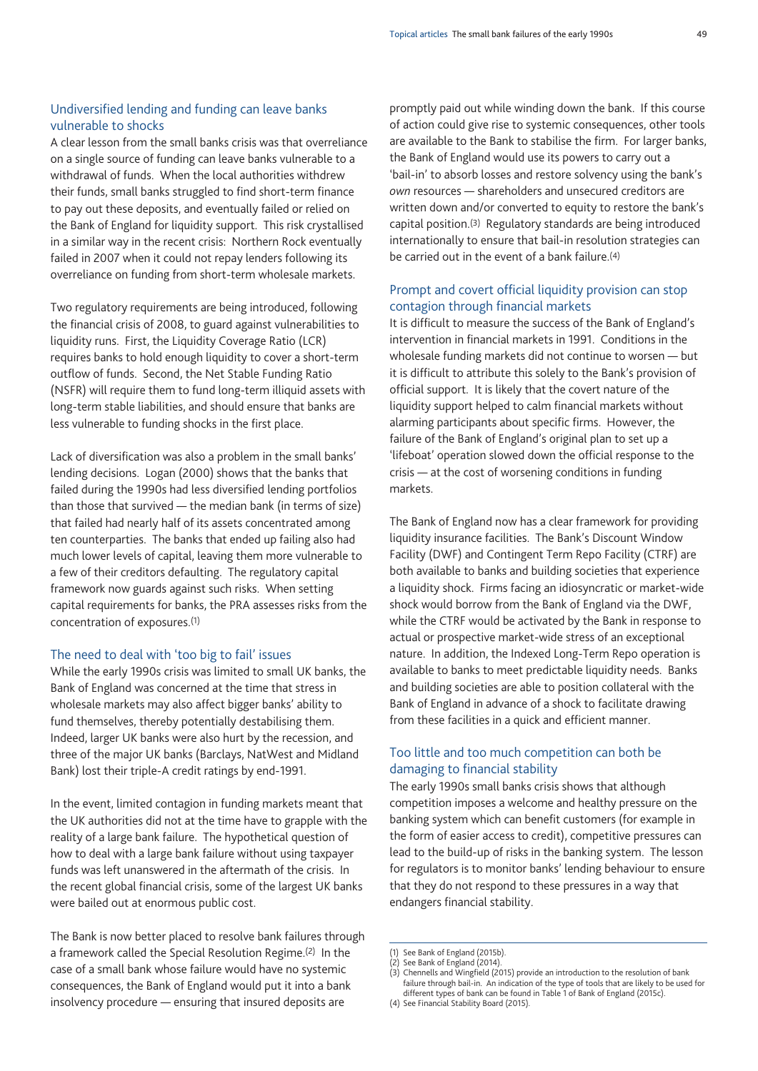## Undiversified lending and funding can leave banks vulnerable to shocks

A clear lesson from the small banks crisis was that overreliance on a single source of funding can leave banks vulnerable to a withdrawal of funds. When the local authorities withdrew their funds, small banks struggled to find short-term finance to pay out these deposits, and eventually failed or relied on the Bank of England for liquidity support. This risk crystallised in a similar way in the recent crisis: Northern Rock eventually failed in 2007 when it could not repay lenders following its overreliance on funding from short-term wholesale markets.

Two regulatory requirements are being introduced, following the financial crisis of 2008, to guard against vulnerabilities to liquidity runs. First, the Liquidity Coverage Ratio (LCR) requires banks to hold enough liquidity to cover a short-term outflow of funds. Second, the Net Stable Funding Ratio (NSFR) will require them to fund long-term illiquid assets with long-term stable liabilities, and should ensure that banks are less vulnerable to funding shocks in the first place.

Lack of diversification was also a problem in the small banks' lending decisions. Logan (2000) shows that the banks that failed during the 1990s had less diversified lending portfolios than those that survived — the median bank (in terms of size) that failed had nearly half of its assets concentrated among ten counterparties. The banks that ended up failing also had much lower levels of capital, leaving them more vulnerable to a few of their creditors defaulting. The regulatory capital framework now guards against such risks. When setting capital requirements for banks, the PRA assesses risks from the concentration of exposures.(1)

## The need to deal with 'too big to fail' issues

While the early 1990s crisis was limited to small UK banks, the Bank of England was concerned at the time that stress in wholesale markets may also affect bigger banks' ability to fund themselves, thereby potentially destabilising them. Indeed, larger UK banks were also hurt by the recession, and three of the major UK banks (Barclays, NatWest and Midland Bank) lost their triple-A credit ratings by end-1991.

In the event, limited contagion in funding markets meant that the UK authorities did not at the time have to grapple with the reality of a large bank failure. The hypothetical question of how to deal with a large bank failure without using taxpayer funds was left unanswered in the aftermath of the crisis. In the recent global financial crisis, some of the largest UK banks were bailed out at enormous public cost.

The Bank is now better placed to resolve bank failures through a framework called the Special Resolution Regime.(2) In the case of a small bank whose failure would have no systemic consequences, the Bank of England would put it into a bank insolvency procedure — ensuring that insured deposits are promptly paid out while winding down the bank. If this course of action could give rise to systemic consequences, other tools are available to the Bank to stabilise the firm. For larger banks, the Bank of England would use its powers to carry out a 'bail-in' to absorb losses and restore solvency using the bank's *own* resources — shareholders and unsecured creditors are written down and/or converted to equity to restore the bank's capital position.(3) Regulatory standards are being introduced internationally to ensure that bail-in resolution strategies can be carried out in the event of a bank failure.(4)

## Prompt and covert official liquidity provision can stop contagion through financial markets

It is difficult to measure the success of the Bank of England's intervention in financial markets in 1991. Conditions in the wholesale funding markets did not continue to worsen — but it is difficult to attribute this solely to the Bank's provision of official support. It is likely that the covert nature of the liquidity support helped to calm financial markets without alarming participants about specific firms. However, the failure of the Bank of England's original plan to set up a 'lifeboat' operation slowed down the official response to the crisis — at the cost of worsening conditions in funding markets.

The Bank of England now has a clear framework for providing liquidity insurance facilities. The Bank's Discount Window Facility (DWF) and Contingent Term Repo Facility (CTRF) are both available to banks and building societies that experience a liquidity shock. Firms facing an idiosyncratic or market-wide shock would borrow from the Bank of England via the DWF, while the CTRF would be activated by the Bank in response to actual or prospective market-wide stress of an exceptional nature. In addition, the Indexed Long-Term Repo operation is available to banks to meet predictable liquidity needs. Banks and building societies are able to position collateral with the Bank of England in advance of a shock to facilitate drawing from these facilities in a quick and efficient manner.

## Too little and too much competition can both be damaging to financial stability

The early 1990s small banks crisis shows that although competition imposes a welcome and healthy pressure on the banking system which can benefit customers (for example in the form of easier access to credit), competitive pressures can lead to the build-up of risks in the banking system. The lesson for regulators is to monitor banks' lending behaviour to ensure that they do not respond to these pressures in a way that endangers financial stability.

(1) See Bank of England (2015b).
(2) See Bank of England (2014).
(3) Chennells and Wingfield (2015) provide an introduction to the resolution of bank failure through bail-in. An indication of the type of tools that are likely to be used for different types of bank can be found in Table 1 of Bank of England (2015c).
(4) See Financial Stability Board (2015).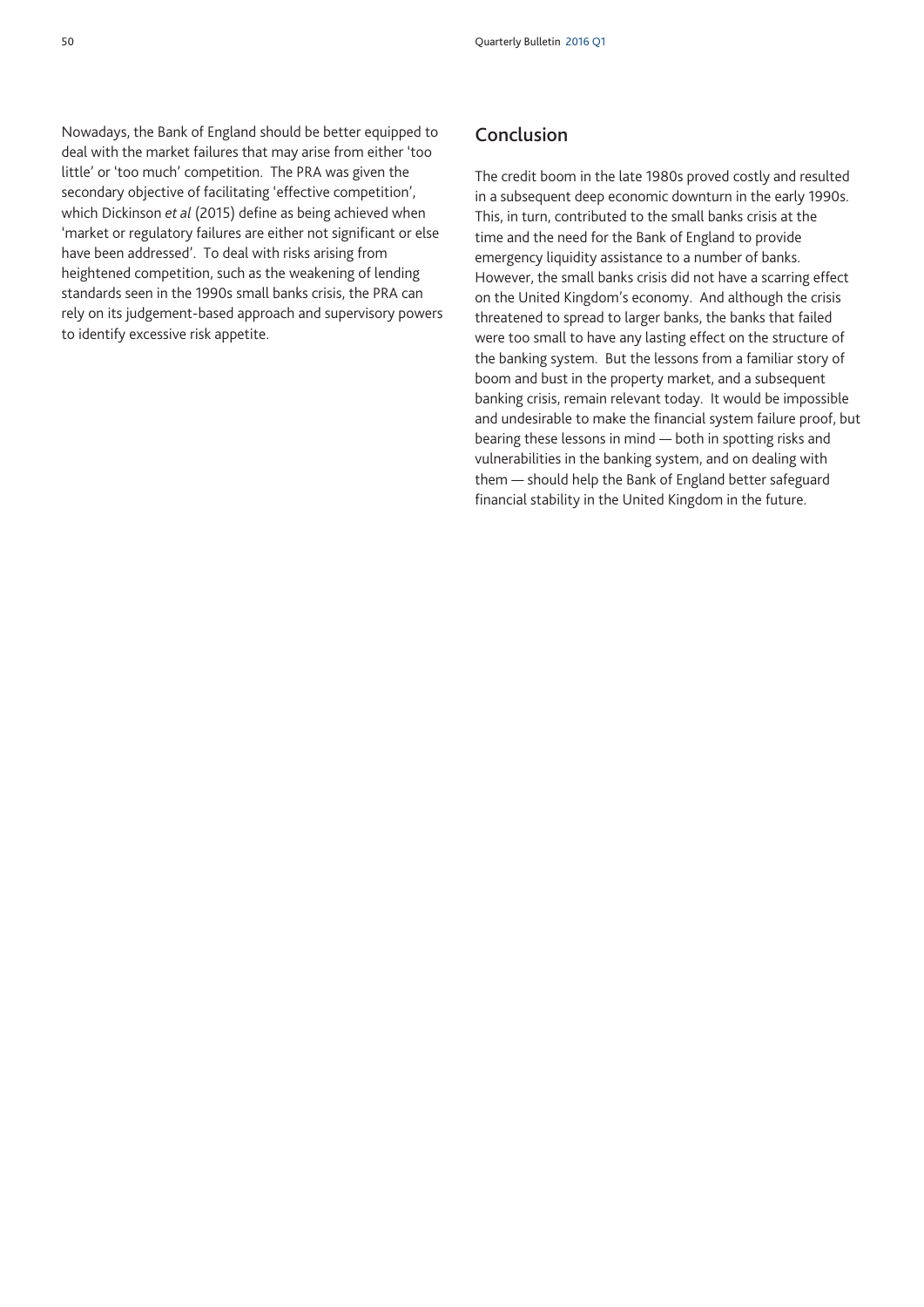Nowadays, the Bank of England should be better equipped to deal with the market failures that may arise from either 'too little' or 'too much' competition. The PRA was given the secondary objective of facilitating 'effective competition', which Dickinson *et al* (2015) define as being achieved when 'market or regulatory failures are either not significant or else have been addressed'. To deal with risks arising from heightened competition, such as the weakening of lending standards seen in the 1990s small banks crisis, the PRA can rely on its judgement-based approach and supervisory powers to identify excessive risk appetite.

## Conclusion

The credit boom in the late 1980s proved costly and resulted in a subsequent deep economic downturn in the early 1990s. This, in turn, contributed to the small banks crisis at the time and the need for the Bank of England to provide emergency liquidity assistance to a number of banks. However, the small banks crisis did not have a scarring effect on the United Kingdom's economy. And although the crisis threatened to spread to larger banks, the banks that failed were too small to have any lasting effect on the structure of the banking system. But the lessons from a familiar story of boom and bust in the property market, and a subsequent banking crisis, remain relevant today. It would be impossible and undesirable to make the financial system failure proof, but bearing these lessons in mind — both in spotting risks and vulnerabilities in the banking system, and on dealing with them — should help the Bank of England better safeguard financial stability in the United Kingdom in the future.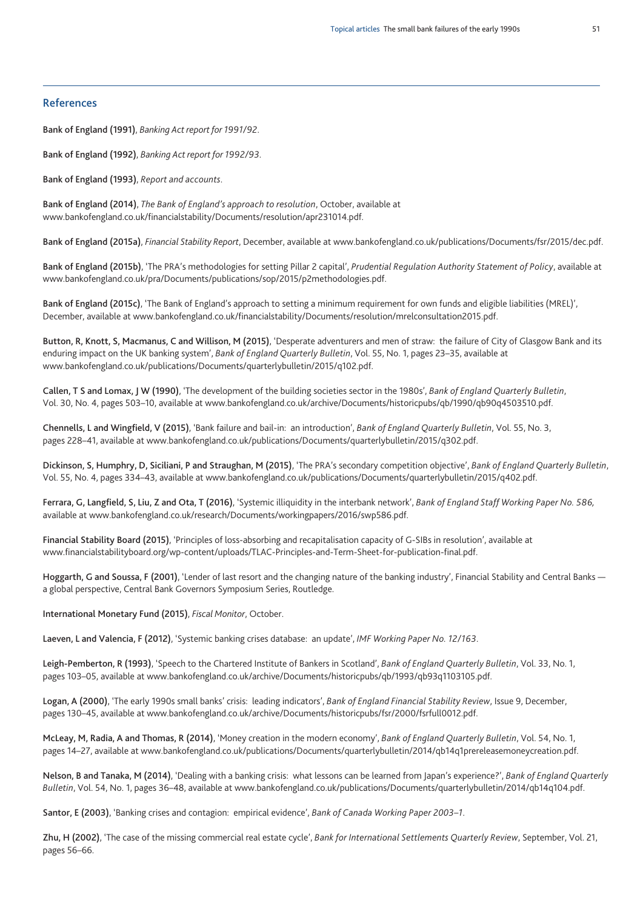## References

**Bank of England (1991)**, *Banking Act report for 1991/92*.

**Bank of England (1992)**, *Banking Act report for 1992/93*.

**Bank of England (1993)**, *Report and accounts*.

**Bank of England (2014)**, *The Bank of England's approach to resolution*, October, available at www.bankofengland.co.uk/financialstability/Documents/resolution/apr231014.pdf.

**Bank of England (2015a)**, *Financial Stability Report*, December, available at www.bankofengland.co.uk/publications/Documents/fsr/2015/dec.pdf.

**Bank of England (2015b)**, 'The PRA's methodologies for setting Pillar 2 capital', *Prudential Regulation Authority Statement of Policy*, available at www.bankofengland.co.uk/pra/Documents/publications/sop/2015/p2methodologies.pdf.

**Bank of England (2015c)**, 'The Bank of England's approach to setting a minimum requirement for own funds and eligible liabilities (MREL)', December, available at www.bankofengland.co.uk/financialstability/Documents/resolution/mrelconsultation2015.pdf.

**Button, R, Knott, S, Macmanus, C and Willison, M (2015)**, 'Desperate adventurers and men of straw: the failure of City of Glasgow Bank and its enduring impact on the UK banking system', *Bank of England Quarterly Bulletin*, Vol. 55, No. 1, pages 23–35, available at www.bankofengland.co.uk/publications/Documents/quarterlybulletin/2015/q102.pdf.

**Callen, T S and Lomax, J W (1990)**, 'The development of the building societies sector in the 1980s', *Bank of England Quarterly Bulletin*, Vol. 30, No. 4, pages 503–10, available at www.bankofengland.co.uk/archive/Documents/historicpubs/qb/1990/qb90q4503510.pdf.

**Chennells, L and Wingfield, V (2015)**, 'Bank failure and bail-in: an introduction', *Bank of England Quarterly Bulletin*, Vol. 55, No. 3, pages 228–41, available at www.bankofengland.co.uk/publications/Documents/quarterlybulletin/2015/q302.pdf.

**Dickinson, S, Humphry, D, Siciliani, P and Straughan, M (2015)**, 'The PRA's secondary competition objective', *Bank of England Quarterly Bulletin*, Vol. 55, No. 4, pages 334–43, available at www.bankofengland.co.uk/publications/Documents/quarterlybulletin/2015/q402.pdf.

**Ferrara, G, Langfield, S, Liu, Z and Ota, T (2016)**, 'Systemic illiquidity in the interbank network', *Bank of England Staff Working Paper No. 586,* available at www.bankofengland.co.uk/research/Documents/workingpapers/2016/swp586.pdf.

**Financial Stability Board (2015)**, 'Principles of loss-absorbing and recapitalisation capacity of G-SIBs in resolution', available at www.financialstabilityboard.org/wp-content/uploads/TLAC-Principles-and-Term-Sheet-for-publication-final.pdf.

**Hoggarth, G and Soussa, F (2001)**, 'Lender of last resort and the changing nature of the banking industry', Financial Stability and Central Banks — a global perspective, Central Bank Governors Symposium Series, Routledge.

**International Monetary Fund (2015)**, *Fiscal Monitor*, October.

**Laeven, L and Valencia, F (2012)**, 'Systemic banking crises database: an update', *IMF Working Paper No. 12/163*.

**Leigh-Pemberton, R (1993)**, 'Speech to the Chartered Institute of Bankers in Scotland', *Bank of England Quarterly Bulletin*, Vol. 33, No. 1, pages 103–05, available at www.bankofengland.co.uk/archive/Documents/historicpubs/qb/1993/qb93q1103105.pdf.

**Logan, A (2000)**, 'The early 1990s small banks' crisis: leading indicators', *Bank of England Financial Stability Review*, Issue 9, December, pages 130–45, available at www.bankofengland.co.uk/archive/Documents/historicpubs/fsr/2000/fsrfull0012.pdf.

**McLeay, M, Radia, A and Thomas, R (2014)**, 'Money creation in the modern economy', *Bank of England Quarterly Bulletin*, Vol. 54, No. 1, pages 14–27, available at www.bankofengland.co.uk/publications/Documents/quarterlybulletin/2014/qb14q1prereleasemoneycreation.pdf.

**Nelson, B and Tanaka, M (2014)**, 'Dealing with a banking crisis: what lessons can be learned from Japan's experience?', *Bank of England Quarterly Bulletin*, Vol. 54, No. 1, pages 36–48, available at www.bankofengland.co.uk/publications/Documents/quarterlybulletin/2014/qb14q104.pdf.

**Santor, E (2003)**, 'Banking crises and contagion: empirical evidence', *Bank of Canada Working Paper 2003–1*.

**Zhu, H (2002)**, 'The case of the missing commercial real estate cycle', *Bank for International Settlements Quarterly Review*, September, Vol. 21, pages 56–66.